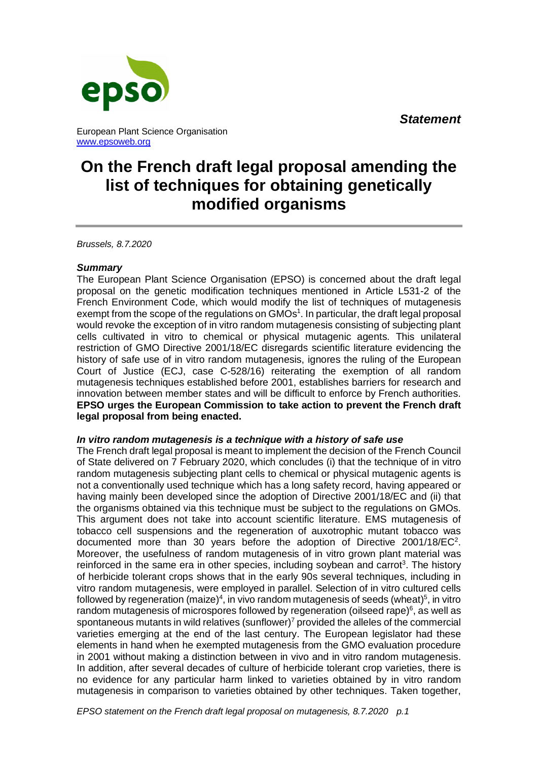*Statement*

European Plant Science Organisation
www.epsoweb.org

# On the French draft legal proposal amending the list of techniques for obtaining genetically modified organisms

*Brussels, 8.7.2020*

## *Summary*

The European Plant Science Organisation (EPSO) is concerned about the draft legal proposal on the genetic modification techniques mentioned in Article L531-2 of the French Environment Code, which would modify the list of techniques of mutagenesis exempt from the scope of the regulations on GMOs[1]. In particular, the draft legal proposal would revoke the exception of in vitro random mutagenesis consisting of subjecting plant cells cultivated in vitro to chemical or physical mutagenic agents. This unilateral restriction of GMO Directive 2001/18/EC disregards scientific literature evidencing the history of safe use of in vitro random mutagenesis, ignores the ruling of the European Court of Justice (ECJ, case C-528/16) reiterating the exemption of all random mutagenesis techniques established before 2001, establishes barriers for research and innovation between member states and will be difficult to enforce by French authorities. **EPSO urges the European Commission to take action to prevent the French draft legal proposal from being enacted.**

## *In vitro random mutagenesis is a technique with a history of safe use*

The French draft legal proposal is meant to implement the decision of the French Council of State delivered on 7 February 2020, which concludes (i) that the technique of in vitro random mutagenesis subjecting plant cells to chemical or physical mutagenic agents is not a conventionally used technique which has a long safety record, having appeared or having mainly been developed since the adoption of Directive 2001/18/EC and (ii) that the organisms obtained via this technique must be subject to the regulations on GMOs. This argument does not take into account scientific literature. EMS mutagenesis of tobacco cell suspensions and the regeneration of auxotrophic mutant tobacco was documented more than 30 years before the adoption of Directive 2001/18/EC[2]. Moreover, the usefulness of random mutagenesis of in vitro grown plant material was reinforced in the same era in other species, including soybean and carrot[3]. The history of herbicide tolerant crops shows that in the early 90s several techniques, including in vitro random mutagenesis, were employed in parallel. Selection of in vitro cultured cells followed by regeneration (maize)[4], in vivo random mutagenesis of seeds (wheat)[5], in vitro random mutagenesis of microspores followed by regeneration (oilseed rape)[6], as well as spontaneous mutants in wild relatives (sunflower)[7] provided the alleles of the commercial varieties emerging at the end of the last century. The European legislator had these elements in hand when he exempted mutagenesis from the GMO evaluation procedure in 2001 without making a distinction between in vivo and in vitro random mutagenesis. In addition, after several decades of culture of herbicide tolerant crop varieties, there is no evidence for any particular harm linked to varieties obtained by in vitro random mutagenesis in comparison to varieties obtained by other techniques. Taken together,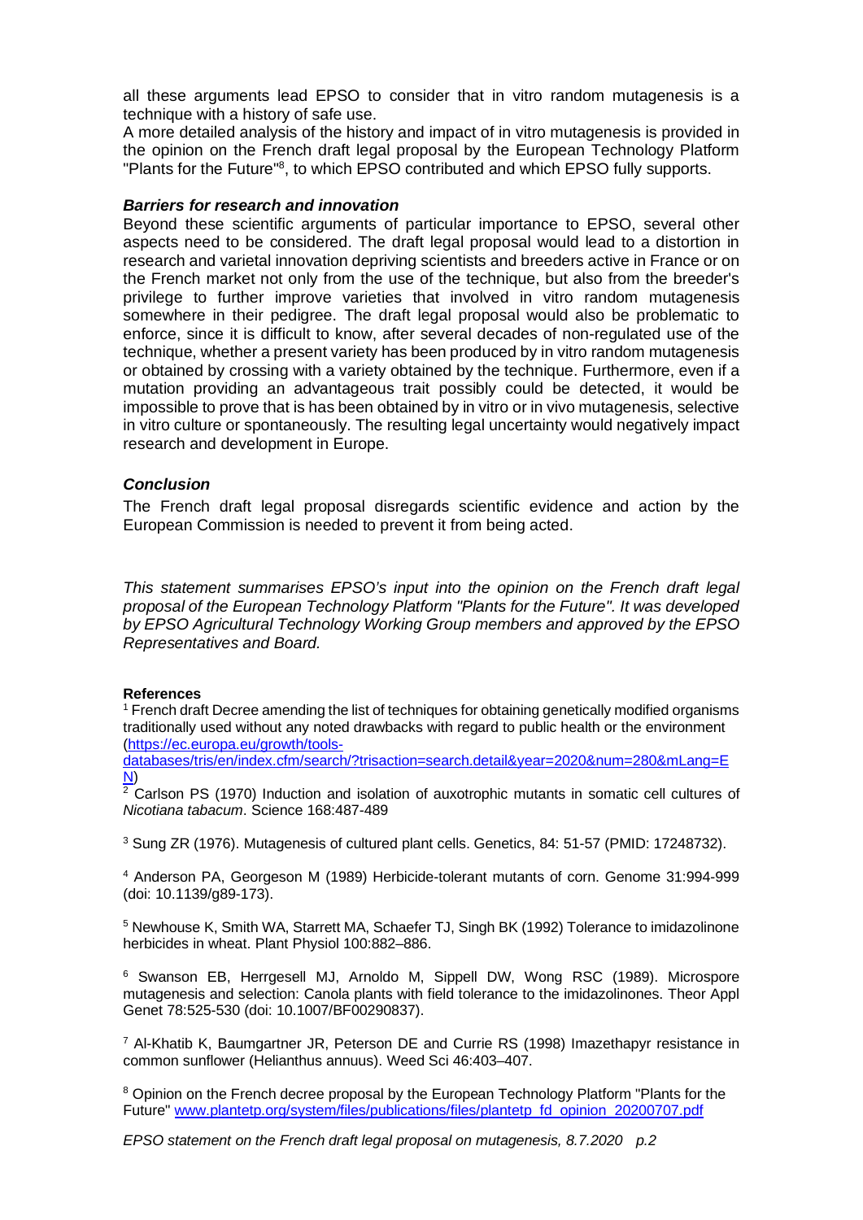all these arguments lead EPSO to consider that in vitro random mutagenesis is a technique with a history of safe use.

A more detailed analysis of the history and impact of in vitro mutagenesis is provided in the opinion on the French draft legal proposal by the European Technology Platform "Plants for the Future"[8], to which EPSO contributed and which EPSO fully supports.

### *Barriers for research and innovation*

Beyond these scientific arguments of particular importance to EPSO, several other aspects need to be considered. The draft legal proposal would lead to a distortion in research and varietal innovation depriving scientists and breeders active in France or on the French market not only from the use of the technique, but also from the breeder's privilege to further improve varieties that involved in vitro random mutagenesis somewhere in their pedigree. The draft legal proposal would also be problematic to enforce, since it is difficult to know, after several decades of non-regulated use of the technique, whether a present variety has been produced by in vitro random mutagenesis or obtained by crossing with a variety obtained by the technique. Furthermore, even if a mutation providing an advantageous trait possibly could be detected, it would be impossible to prove that is has been obtained by in vitro or in vivo mutagenesis, selective in vitro culture or spontaneously. The resulting legal uncertainty would negatively impact research and development in Europe.

### *Conclusion*

The French draft legal proposal disregards scientific evidence and action by the European Commission is needed to prevent it from being acted.

*This statement summarises EPSO's input into the opinion on the French draft legal proposal of the European Technology Platform "Plants for the Future". It was developed by EPSO Agricultural Technology Working Group members and approved by the EPSO Representatives and Board.*

**References**

[1] French draft Decree amending the list of techniques for obtaining genetically modified organisms traditionally used without any noted drawbacks with regard to public health or the environment (https://ec.europa.eu/growth/tools-databases/tris/en/index.cfm/search/?trisaction=search.detail&year=2020&num=280&mLang=EN)

[2] Carlson PS (1970) Induction and isolation of auxotrophic mutants in somatic cell cultures of *Nicotiana tabacum*. Science 168:487-489

[3] Sung ZR (1976). Mutagenesis of cultured plant cells. Genetics, 84: 51-57 (PMID: 17248732).

[4] Anderson PA, Georgeson M (1989) Herbicide-tolerant mutants of corn. Genome 31:994-999 (doi: 10.1139/g89-173).

[5] Newhouse K, Smith WA, Starrett MA, Schaefer TJ, Singh BK (1992) Tolerance to imidazolinone herbicides in wheat. Plant Physiol 100:882–886.

[6] Swanson EB, Herrgesell MJ, Arnoldo M, Sippell DW, Wong RSC (1989). Microspore mutagenesis and selection: Canola plants with field tolerance to the imidazolinones. Theor Appl Genet 78:525-530 (doi: 10.1007/BF00290837).

[7] Al-Khatib K, Baumgartner JR, Peterson DE and Currie RS (1998) Imazethapyr resistance in common sunflower (Helianthus annuus). Weed Sci 46:403–407.

[8] Opinion on the French decree proposal by the European Technology Platform "Plants for the Future" www.plantetp.org/system/files/publications/files/plantetp_fd_opinion_20200707.pdf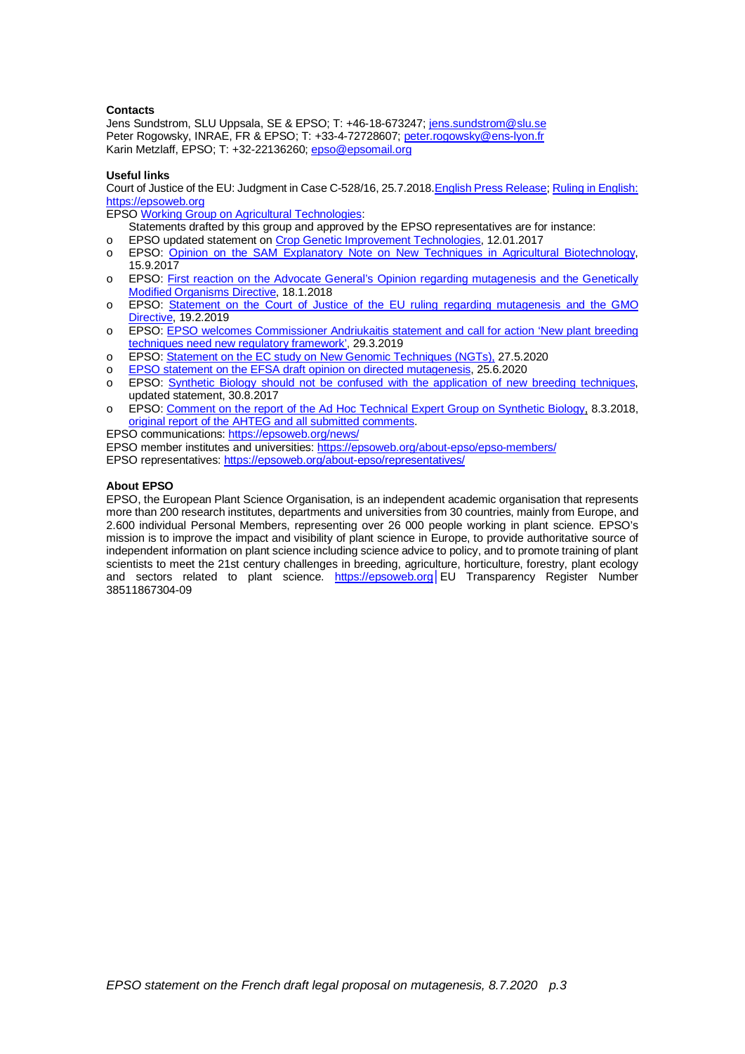**Contacts**

Jens Sundstrom, SLU Uppsala, SE & EPSO; T: +46-18-673247; jens.sundstrom@slu.se
Peter Rogowsky, INRAE, FR & EPSO; T: +33-4-72728607; peter.rogowsky@ens-lyon.fr
Karin Metzlaff, EPSO; T: +32-22136260; epso@epsomail.org

**Useful links**

Court of Justice of the EU: Judgment in Case C-528/16, 25.7.2018.English Press Release; Ruling in English: https://epsoweb.org

EPSO Working Group on Agricultural Technologies:

Statements drafted by this group and approved by the EPSO representatives are for instance:

- EPSO updated statement on Crop Genetic Improvement Technologies, 12.01.2017
- EPSO: Opinion on the SAM Explanatory Note on New Techniques in Agricultural Biotechnology, 15.9.2017
- EPSO: First reaction on the Advocate General's Opinion regarding mutagenesis and the Genetically Modified Organisms Directive, 18.1.2018
- EPSO: Statement on the Court of Justice of the EU ruling regarding mutagenesis and the GMO Directive, 19.2.2019
- EPSO: EPSO welcomes Commissioner Andriukaitis statement and call for action 'New plant breeding techniques need new regulatory framework', 29.3.2019
- EPSO: Statement on the EC study on New Genomic Techniques (NGTs), 27.5.2020
- EPSO statement on the EFSA draft opinion on directed mutagenesis, 25.6.2020
- EPSO: Synthetic Biology should not be confused with the application of new breeding techniques, updated statement, 30.8.2017
- EPSO: Comment on the report of the Ad Hoc Technical Expert Group on Synthetic Biology, 8.3.2018, original report of the AHTEG and all submitted comments.

EPSO communications: https://epsoweb.org/news/

EPSO member institutes and universities: https://epsoweb.org/about-epso/epso-members/

EPSO representatives: https://epsoweb.org/about-epso/representatives/

**About EPSO**

EPSO, the European Plant Science Organisation, is an independent academic organisation that represents more than 200 research institutes, departments and universities from 30 countries, mainly from Europe, and 2.600 individual Personal Members, representing over 26 000 people working in plant science. EPSO's mission is to improve the impact and visibility of plant science in Europe, to provide authoritative source of independent information on plant science including science advice to policy, and to promote training of plant scientists to meet the 21st century challenges in breeding, agriculture, horticulture, forestry, plant ecology and sectors related to plant science. https://epsoweb.org | EU Transparency Register Number 38511867304-09